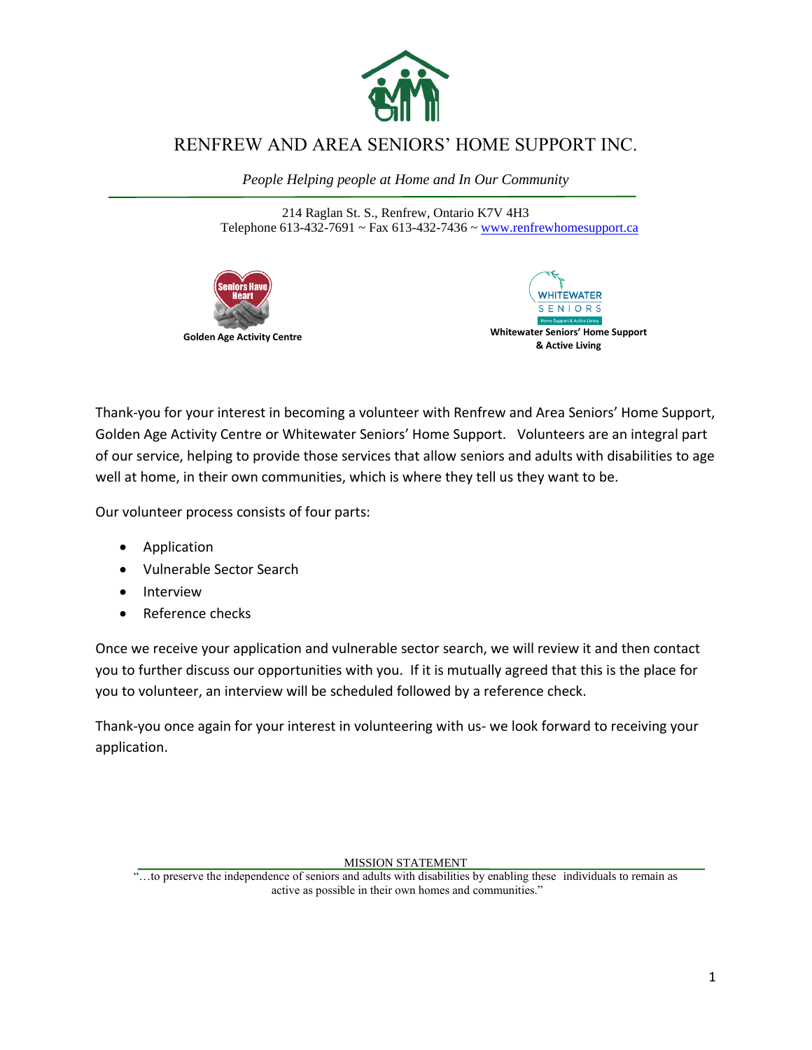# RENFREW AND AREA SENIORS' HOME SUPPORT INC.

*People Helping people at Home and In Our Community*

214 Raglan St. S., Renfrew, Ontario K7V 4H3
Telephone 613-432-7691 ~ Fax 613-432-7436 ~ www.renfrewhomesupport.ca

**Golden Age Activity Centre**

**Whitewater Seniors' Home Support & Active Living**

Thank-you for your interest in becoming a volunteer with Renfrew and Area Seniors' Home Support, Golden Age Activity Centre or Whitewater Seniors' Home Support. Volunteers are an integral part of our service, helping to provide those services that allow seniors and adults with disabilities to age well at home, in their own communities, which is where they tell us they want to be.

Our volunteer process consists of four parts:

- Application
- Vulnerable Sector Search
- Interview
- Reference checks

Once we receive your application and vulnerable sector search, we will review it and then contact you to further discuss our opportunities with you. If it is mutually agreed that this is the place for you to volunteer, an interview will be scheduled followed by a reference check.

Thank-you once again for your interest in volunteering with us- we look forward to receiving your application.

MISSION STATEMENT

"…to preserve the independence of seniors and adults with disabilities by enabling these individuals to remain as active as possible in their own homes and communities."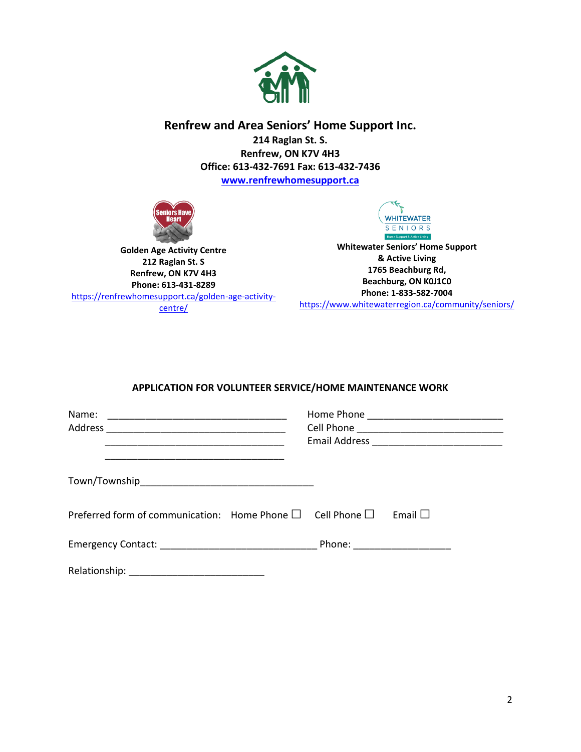# Renfrew and Area Seniors' Home Support Inc.

**214 Raglan St. S.**
**Renfrew, ON K7V 4H3**
**Office: 613-432-7691 Fax: 613-432-7436**
**www.renfrewhomesupport.ca**

**Golden Age Activity Centre**
**212 Raglan St. S**
**Renfrew, ON K7V 4H3**
**Phone: 613-431-8289**
https://renfrewhomesupport.ca/golden-age-activity-centre/

**Whitewater Seniors' Home Support & Active Living**
**1765 Beachburg Rd,**
**Beachburg, ON K0J1C0**
**Phone: 1-833-582-7004**
https://www.whitewaterregion.ca/community/seniors/

## APPLICATION FOR VOLUNTEER SERVICE/HOME MAINTENANCE WORK

Name: ________________________________

Address ________________________________
________________________________
________________________________

Home Phone ________________________

Cell Phone ________________________

Email Address ______________________

Town/Township______________________________

Preferred form of communication: Home Phone ☐ Cell Phone ☐ Email ☐

Emergency Contact: ____________________________ Phone: _________________

Relationship: ________________________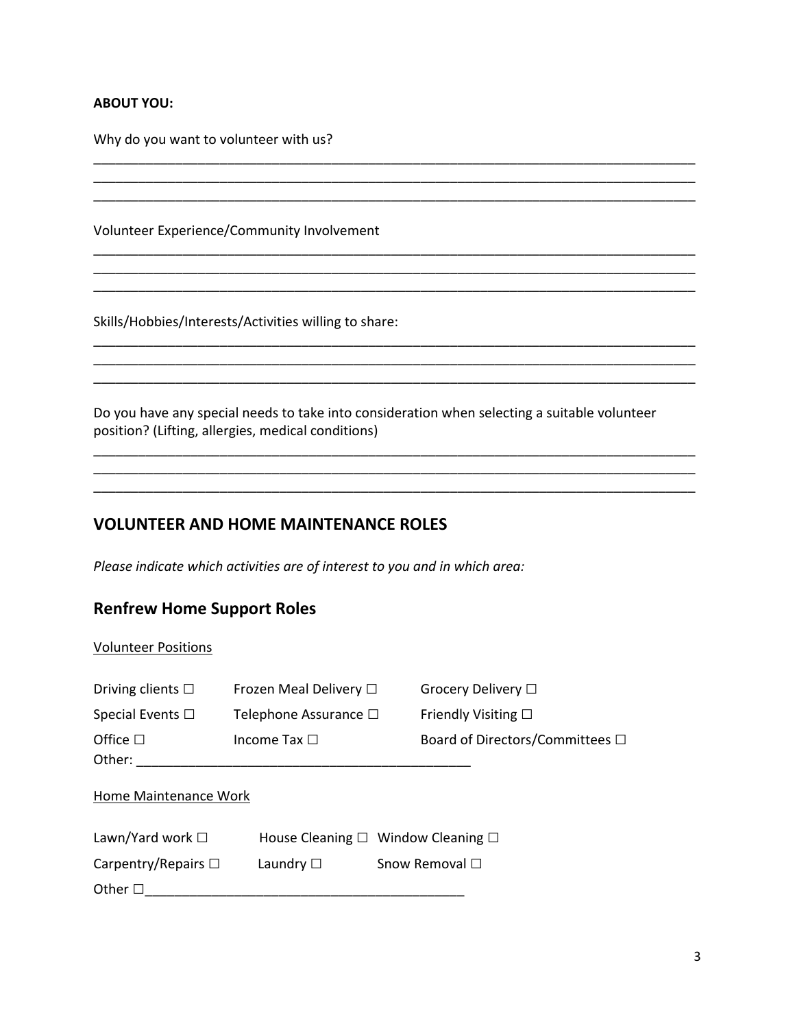**ABOUT YOU:**

Why do you want to volunteer with us?

_______________________________________________________________________________
_______________________________________________________________________________
_______________________________________________________________________________

Volunteer Experience/Community Involvement

_______________________________________________________________________________
_______________________________________________________________________________
_______________________________________________________________________________

Skills/Hobbies/Interests/Activities willing to share:

_______________________________________________________________________________
_______________________________________________________________________________
_______________________________________________________________________________

Do you have any special needs to take into consideration when selecting a suitable volunteer position? (Lifting, allergies, medical conditions)

_______________________________________________________________________________
_______________________________________________________________________________
_______________________________________________________________________________

## VOLUNTEER AND HOME MAINTENANCE ROLES

*Please indicate which activities are of interest to you and in which area:*

## Renfrew Home Support Roles

<u>Volunteer Positions</u>

Driving clients ☐ Frozen Meal Delivery ☐ Grocery Delivery ☐

Special Events ☐ Telephone Assurance ☐ Friendly Visiting ☐

Office ☐ Income Tax ☐ Board of Directors/Committees ☐

Other: ____________________________________________

<u>Home Maintenance Work</u>

Lawn/Yard work ☐ House Cleaning ☐ Window Cleaning ☐

Carpentry/Repairs ☐ Laundry ☐ Snow Removal ☐

Other ☐__________________________________________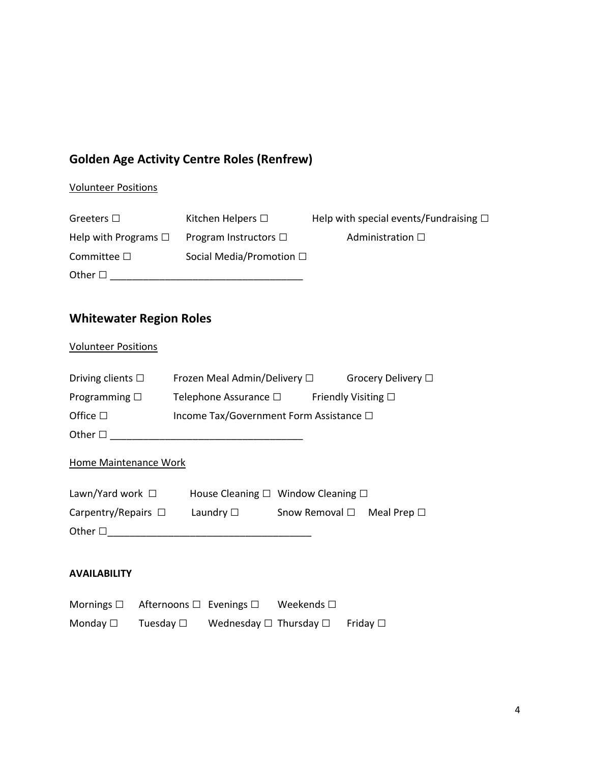## Golden Age Activity Centre Roles (Renfrew)

Volunteer Positions

Greeters ☐ Kitchen Helpers ☐ Help with special events/Fundraising ☐

Help with Programs ☐ Program Instructors ☐ Administration ☐

Committee ☐ Social Media/Promotion ☐

Other ☐ ___________________________________

## Whitewater Region Roles

Volunteer Positions

Driving clients ☐ Frozen Meal Admin/Delivery ☐ Grocery Delivery ☐

Programming ☐ Telephone Assurance ☐ Friendly Visiting ☐

Office ☐ Income Tax/Government Form Assistance ☐

Other ☐ ___________________________________

Home Maintenance Work

Lawn/Yard work ☐ House Cleaning ☐ Window Cleaning ☐

Carpentry/Repairs ☐ Laundry ☐ Snow Removal ☐ Meal Prep ☐

Other ☐____________________________________

**AVAILABILITY**

Mornings ☐ Afternoons ☐ Evenings ☐ Weekends ☐

Monday ☐ Tuesday ☐ Wednesday ☐ Thursday ☐ Friday ☐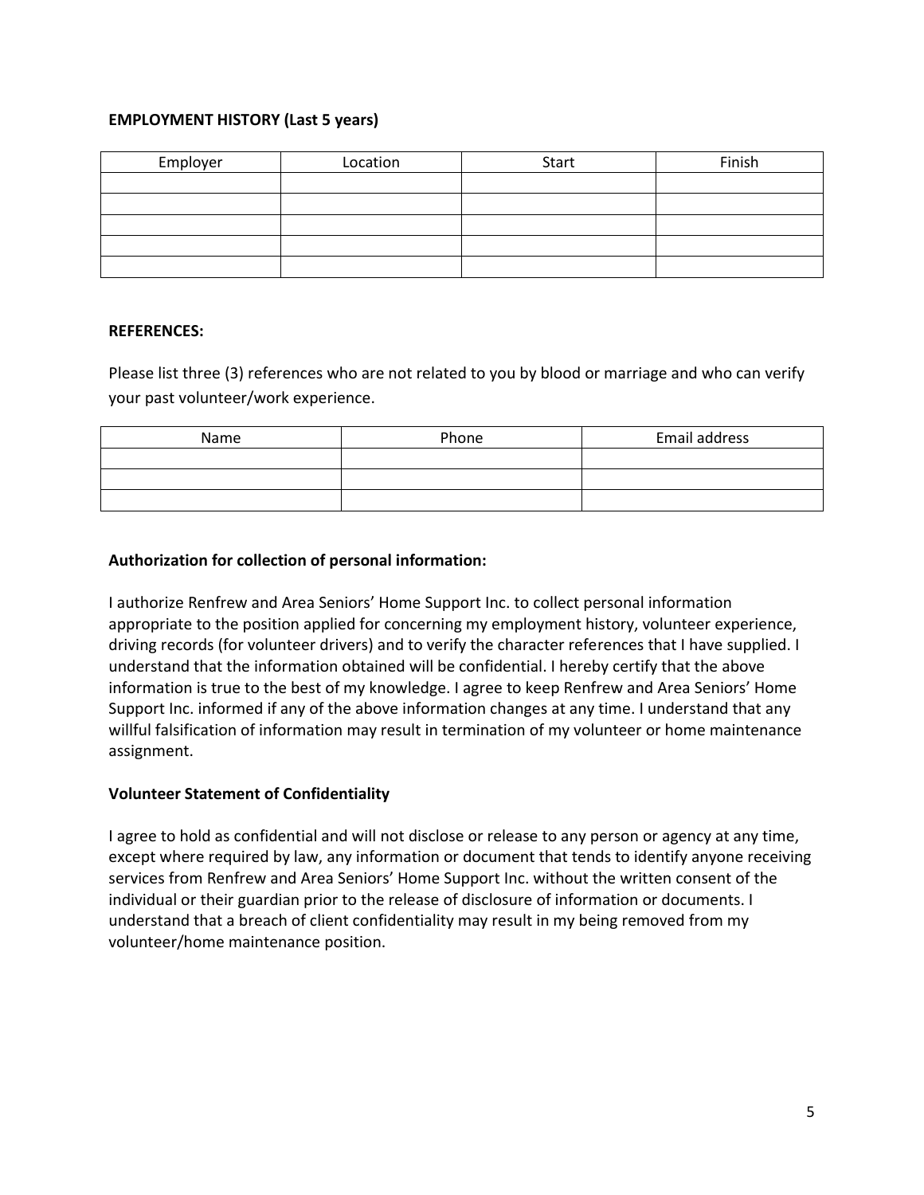**EMPLOYMENT HISTORY (Last 5 years)**

| Employer | Location | Start | Finish |
|---|---|---|---|
| | | | |
| | | | |
| | | | |
| | | | |
| | | | |

**REFERENCES:**

Please list three (3) references who are not related to you by blood or marriage and who can verify your past volunteer/work experience.

| Name | Phone | Email address |
|---|---|---|
| | | |
| | | |
| | | |

**Authorization for collection of personal information:**

I authorize Renfrew and Area Seniors' Home Support Inc. to collect personal information appropriate to the position applied for concerning my employment history, volunteer experience, driving records (for volunteer drivers) and to verify the character references that I have supplied. I understand that the information obtained will be confidential. I hereby certify that the above information is true to the best of my knowledge. I agree to keep Renfrew and Area Seniors' Home Support Inc. informed if any of the above information changes at any time. I understand that any willful falsification of information may result in termination of my volunteer or home maintenance assignment.

**Volunteer Statement of Confidentiality**

I agree to hold as confidential and will not disclose or release to any person or agency at any time, except where required by law, any information or document that tends to identify anyone receiving services from Renfrew and Area Seniors' Home Support Inc. without the written consent of the individual or their guardian prior to the release of disclosure of information or documents. I understand that a breach of client confidentiality may result in my being removed from my volunteer/home maintenance position.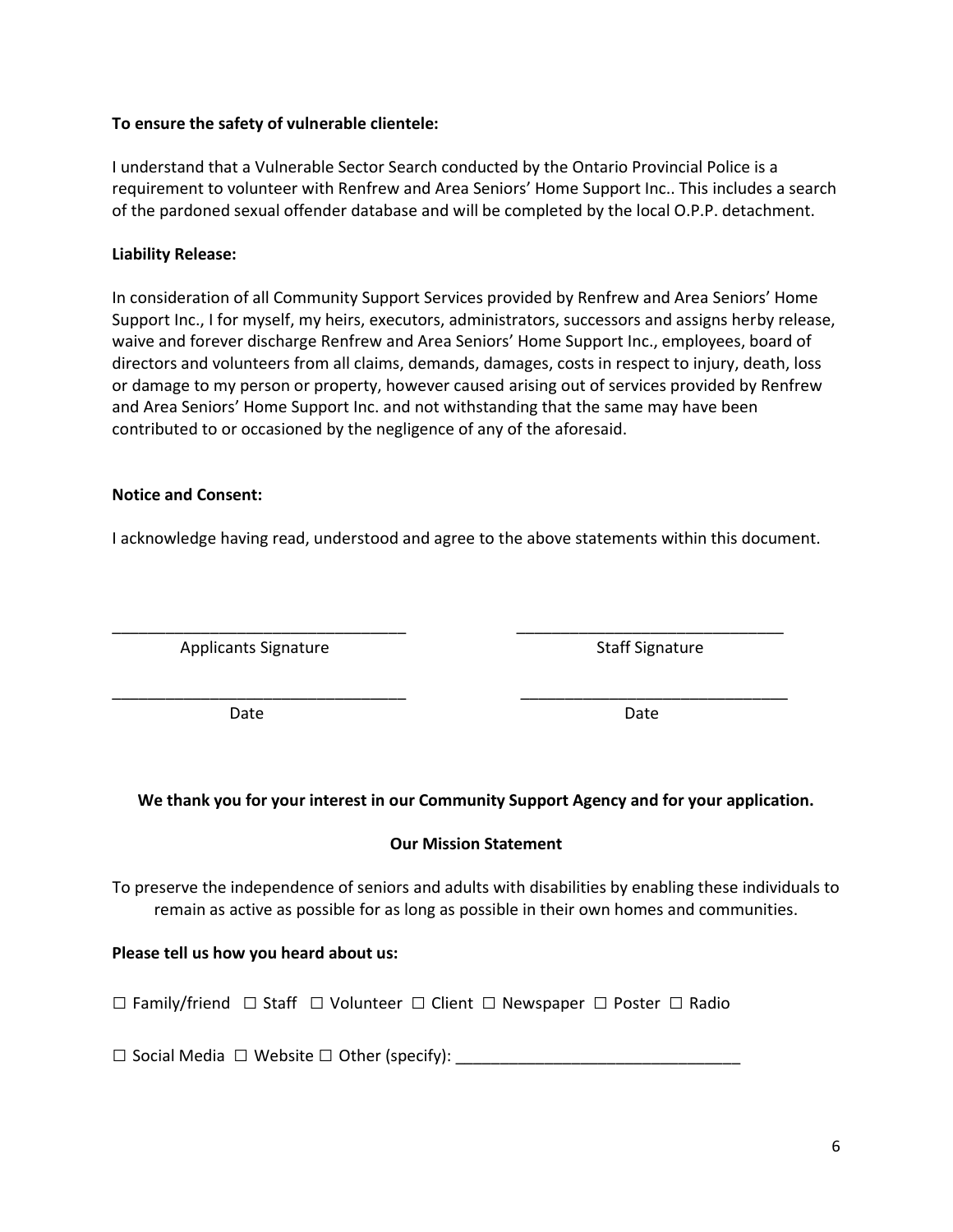**To ensure the safety of vulnerable clientele:**

I understand that a Vulnerable Sector Search conducted by the Ontario Provincial Police is a requirement to volunteer with Renfrew and Area Seniors' Home Support Inc.. This includes a search of the pardoned sexual offender database and will be completed by the local O.P.P. detachment.

**Liability Release:**

In consideration of all Community Support Services provided by Renfrew and Area Seniors' Home Support Inc., I for myself, my heirs, executors, administrators, successors and assigns herby release, waive and forever discharge Renfrew and Area Seniors' Home Support Inc., employees, board of directors and volunteers from all claims, demands, damages, costs in respect to injury, death, loss or damage to my person or property, however caused arising out of services provided by Renfrew and Area Seniors' Home Support Inc. and not withstanding that the same may have been contributed to or occasioned by the negligence of any of the aforesaid.

**Notice and Consent:**

I acknowledge having read, understood and agree to the above statements within this document.

_________________________________ _____________________________

Applicants Signature Staff Signature

_________________________________ _____________________________

Date Date

**We thank you for your interest in our Community Support Agency and for your application.**

**Our Mission Statement**

To preserve the independence of seniors and adults with disabilities by enabling these individuals to remain as active as possible for as long as possible in their own homes and communities.

**Please tell us how you heard about us:**

☐ Family/friend ☐ Staff ☐ Volunteer ☐ Client ☐ Newspaper ☐ Poster ☐ Radio

☐ Social Media ☐ Website ☐ Other (specify): _______________________________